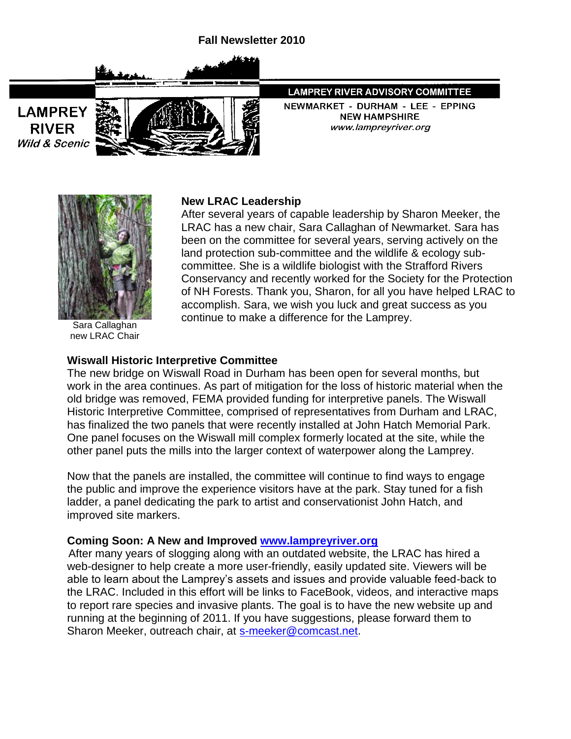**Fall Newsletter 2010**

LAMPREY RIVER *Wild & Scenic*

**LAMPREY RIVER ADVISORY COMMITTEE**

NEWMARKET - DURHAM - LEE - EPPING
NEW HAMPSHIRE
*www.lampreyriver.org*

Sara Callaghan
new LRAC Chair

### New LRAC Leadership

After several years of capable leadership by Sharon Meeker, the LRAC has a new chair, Sara Callaghan of Newmarket. Sara has been on the committee for several years, serving actively on the land protection sub-committee and the wildlife & ecology sub-committee. She is a wildlife biologist with the Strafford Rivers Conservancy and recently worked for the Society for the Protection of NH Forests. Thank you, Sharon, for all you have helped LRAC to accomplish. Sara, we wish you luck and great success as you continue to make a difference for the Lamprey.

### Wiswall Historic Interpretive Committee

The new bridge on Wiswall Road in Durham has been open for several months, but work in the area continues. As part of mitigation for the loss of historic material when the old bridge was removed, FEMA provided funding for interpretive panels. The Wiswall Historic Interpretive Committee, comprised of representatives from Durham and LRAC, has finalized the two panels that were recently installed at John Hatch Memorial Park. One panel focuses on the Wiswall mill complex formerly located at the site, while the other panel puts the mills into the larger context of waterpower along the Lamprey.

Now that the panels are installed, the committee will continue to find ways to engage the public and improve the experience visitors have at the park. Stay tuned for a fish ladder, a panel dedicating the park to artist and conservationist John Hatch, and improved site markers.

### Coming Soon: A New and Improved www.lampreyriver.org

After many years of slogging along with an outdated website, the LRAC has hired a web-designer to help create a more user-friendly, easily updated site. Viewers will be able to learn about the Lamprey's assets and issues and provide valuable feed-back to the LRAC. Included in this effort will be links to FaceBook, videos, and interactive maps to report rare species and invasive plants. The goal is to have the new website up and running at the beginning of 2011. If you have suggestions, please forward them to Sharon Meeker, outreach chair, at s-meeker@comcast.net.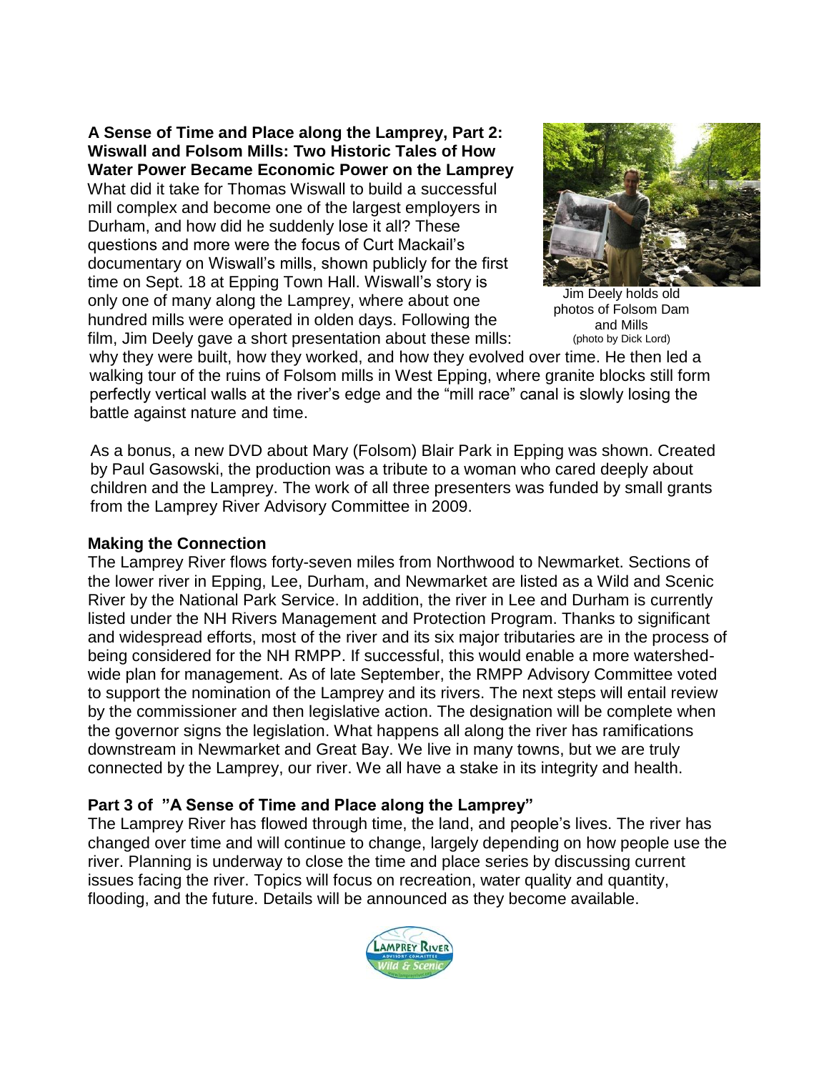**A Sense of Time and Place along the Lamprey, Part 2: Wiswall and Folsom Mills: Two Historic Tales of How Water Power Became Economic Power on the Lamprey**

What did it take for Thomas Wiswall to build a successful mill complex and become one of the largest employers in Durham, and how did he suddenly lose it all? These questions and more were the focus of Curt Mackail's documentary on Wiswall's mills, shown publicly for the first time on Sept. 18 at Epping Town Hall. Wiswall's story is only one of many along the Lamprey, where about one hundred mills were operated in olden days. Following the film, Jim Deely gave a short presentation about these mills: why they were built, how they worked, and how they evolved over time. He then led a walking tour of the ruins of Folsom mills in West Epping, where granite blocks still form perfectly vertical walls at the river's edge and the "mill race" canal is slowly losing the battle against nature and time.

Jim Deely holds old photos of Folsom Dam and Mills (photo by Dick Lord)

As a bonus, a new DVD about Mary (Folsom) Blair Park in Epping was shown. Created by Paul Gasowski, the production was a tribute to a woman who cared deeply about children and the Lamprey. The work of all three presenters was funded by small grants from the Lamprey River Advisory Committee in 2009.

**Making the Connection**

The Lamprey River flows forty-seven miles from Northwood to Newmarket. Sections of the lower river in Epping, Lee, Durham, and Newmarket are listed as a Wild and Scenic River by the National Park Service. In addition, the river in Lee and Durham is currently listed under the NH Rivers Management and Protection Program. Thanks to significant and widespread efforts, most of the river and its six major tributaries are in the process of being considered for the NH RMPP. If successful, this would enable a more watershed-wide plan for management. As of late September, the RMPP Advisory Committee voted to support the nomination of the Lamprey and its rivers. The next steps will entail review by the commissioner and then legislative action. The designation will be complete when the governor signs the legislation. What happens all along the river has ramifications downstream in Newmarket and Great Bay. We live in many towns, but we are truly connected by the Lamprey, our river. We all have a stake in its integrity and health.

**Part 3 of "A Sense of Time and Place along the Lamprey"**

The Lamprey River has flowed through time, the land, and people's lives. The river has changed over time and will continue to change, largely depending on how people use the river. Planning is underway to close the time and place series by discussing current issues facing the river. Topics will focus on recreation, water quality and quantity, flooding, and the future. Details will be announced as they become available.